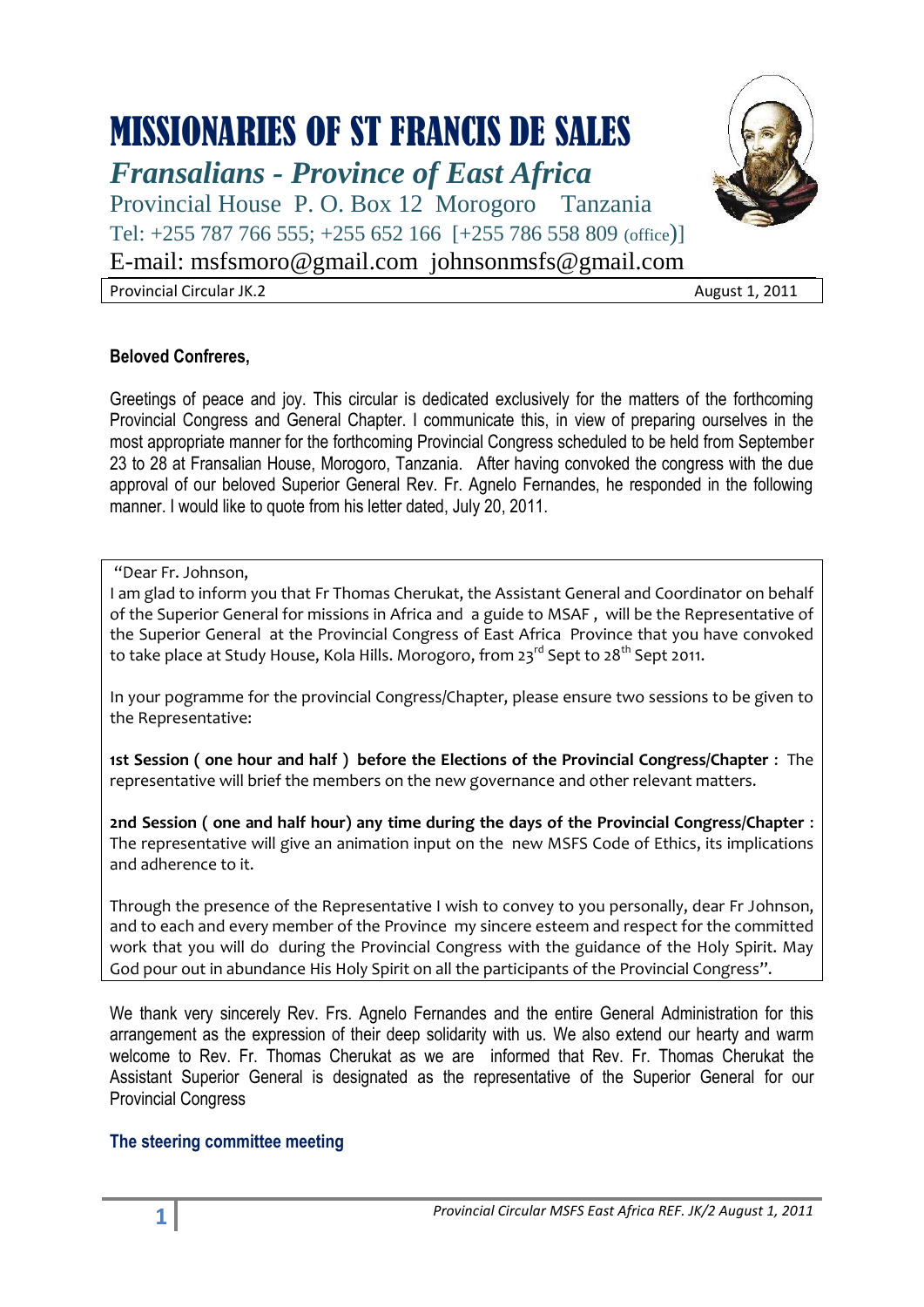# MISSIONARIES OF ST FRANCIS DE SALES

## *Fransalians - Province of East Africa*

Provincial House P. O. Box 12 Morogoro Tanzania

Tel: +255 787 766 555; +255 652 166 [+255 786 558 809 (office)]

E-mail: msfsmoro@gmail.com johnsonmsfs@gmail.com

| Provincial Circular JK.2 | August 1, 2011 |
|---|---|

**Beloved Confreres,**

Greetings of peace and joy. This circular is dedicated exclusively for the matters of the forthcoming Provincial Congress and General Chapter. I communicate this, in view of preparing ourselves in the most appropriate manner for the forthcoming Provincial Congress scheduled to be held from September 23 to 28 at Fransalian House, Morogoro, Tanzania. After having convoked the congress with the due approval of our beloved Superior General Rev. Fr. Agnelo Fernandes, he responded in the following manner. I would like to quote from his letter dated, July 20, 2011.

> "Dear Fr. Johnson,
>
> I am glad to inform you that Fr Thomas Cherukat, the Assistant General and Coordinator on behalf of the Superior General for missions in Africa and a guide to MSAF , will be the Representative of the Superior General at the Provincial Congress of East Africa Province that you have convoked to take place at Study House, Kola Hills. Morogoro, from 23rd Sept to 28th Sept 2011.
>
> In your pogramme for the provincial Congress/Chapter, please ensure two sessions to be given to the Representative:
>
> **1st Session ( one hour and half ) before the Elections of the Provincial Congress/Chapter** : The representative will brief the members on the new governance and other relevant matters.
>
> **2nd Session ( one and half hour) any time during the days of the Provincial Congress/Chapter** : The representative will give an animation input on the new MSFS Code of Ethics, its implications and adherence to it.
>
> Through the presence of the Representative I wish to convey to you personally, dear Fr Johnson, and to each and every member of the Province my sincere esteem and respect for the committed work that you will do during the Provincial Congress with the guidance of the Holy Spirit. May God pour out in abundance His Holy Spirit on all the participants of the Provincial Congress".

We thank very sincerely Rev. Frs. Agnelo Fernandes and the entire General Administration for this arrangement as the expression of their deep solidarity with us. We also extend our hearty and warm welcome to Rev. Fr. Thomas Cherukat as we are informed that Rev. Fr. Thomas Cherukat the Assistant Superior General is designated as the representative of the Superior General for our Provincial Congress

### The steering committee meeting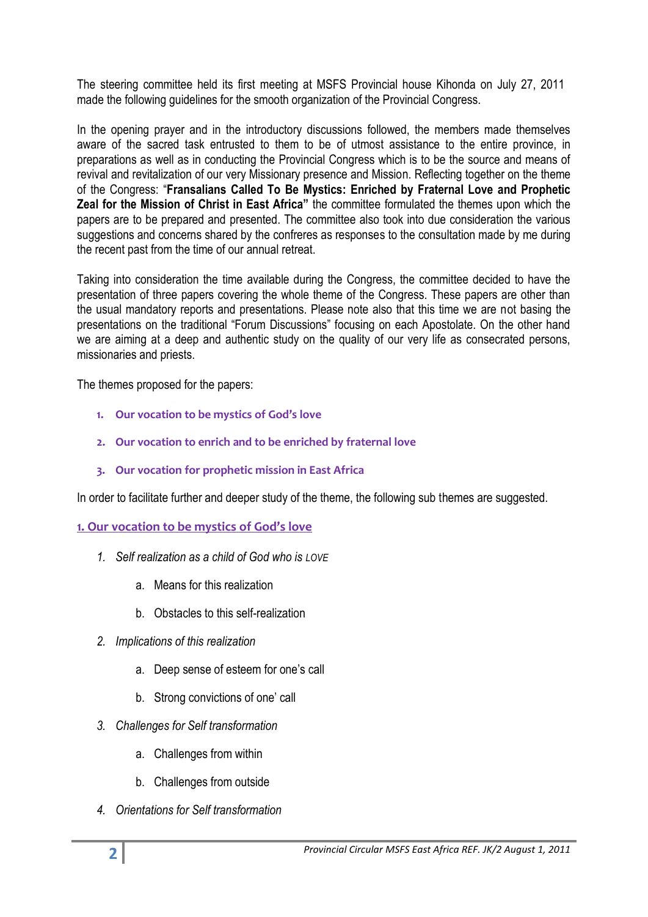The steering committee held its first meeting at MSFS Provincial house Kihonda on July 27, 2011 made the following guidelines for the smooth organization of the Provincial Congress.

In the opening prayer and in the introductory discussions followed, the members made themselves aware of the sacred task entrusted to them to be of utmost assistance to the entire province, in preparations as well as in conducting the Provincial Congress which is to be the source and means of revival and revitalization of our very Missionary presence and Mission. Reflecting together on the theme of the Congress: "**Fransalians Called To Be Mystics: Enriched by Fraternal Love and Prophetic Zeal for the Mission of Christ in East Africa"** the committee formulated the themes upon which the papers are to be prepared and presented. The committee also took into due consideration the various suggestions and concerns shared by the confreres as responses to the consultation made by me during the recent past from the time of our annual retreat.

Taking into consideration the time available during the Congress, the committee decided to have the presentation of three papers covering the whole theme of the Congress. These papers are other than the usual mandatory reports and presentations. Please note also that this time we are not basing the presentations on the traditional "Forum Discussions" focusing on each Apostolate. On the other hand we are aiming at a deep and authentic study on the quality of our very life as consecrated persons, missionaries and priests.

The themes proposed for the papers:

1. **Our vocation to be mystics of God's love**
2. **Our vocation to enrich and to be enriched by fraternal love**
3. **Our vocation for prophetic mission in East Africa**

In order to facilitate further and deeper study of the theme, the following sub themes are suggested.

## 1. Our vocation to be mystics of God's love

1. *Self realization as a child of God who is LOVE*
   a. Means for this realization
   b. Obstacles to this self-realization
2. *Implications of this realization*
   a. Deep sense of esteem for one's call
   b. Strong convictions of one' call
3. *Challenges for Self transformation*
   a. Challenges from within
   b. Challenges from outside
4. *Orientations for Self transformation*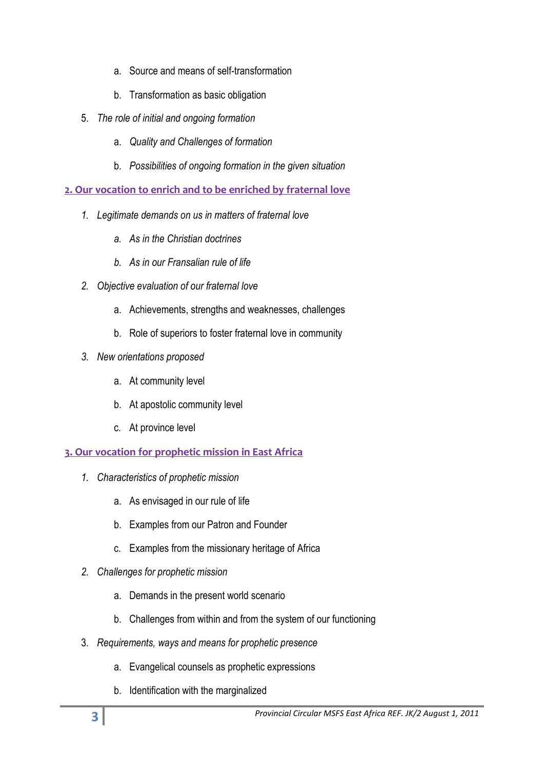a. Source and means of self-transformation

b. Transformation as basic obligation

5. *The role of initial and ongoing formation*

    a. *Quality and Challenges of formation*

    b. *Possibilities of ongoing formation in the given situation*

## 2. Our vocation to enrich and to be enriched by fraternal love

1. *Legitimate demands on us in matters of fraternal love*

    a. *As in the Christian doctrines*

    b. *As in our Fransalian rule of life*

2. *Objective evaluation of our fraternal love*

    a. Achievements, strengths and weaknesses, challenges

    b. Role of superiors to foster fraternal love in community

3. *New orientations proposed*

    a. At community level

    b. At apostolic community level

    c. At province level

## 3. Our vocation for prophetic mission in East Africa

1. *Characteristics of prophetic mission*

    a. As envisaged in our rule of life

    b. Examples from our Patron and Founder

    c. Examples from the missionary heritage of Africa

2. *Challenges for prophetic mission*

    a. Demands in the present world scenario

    b. Challenges from within and from the system of our functioning

3. *Requirements, ways and means for prophetic presence*

    a. Evangelical counsels as prophetic expressions

    b. Identification with the marginalized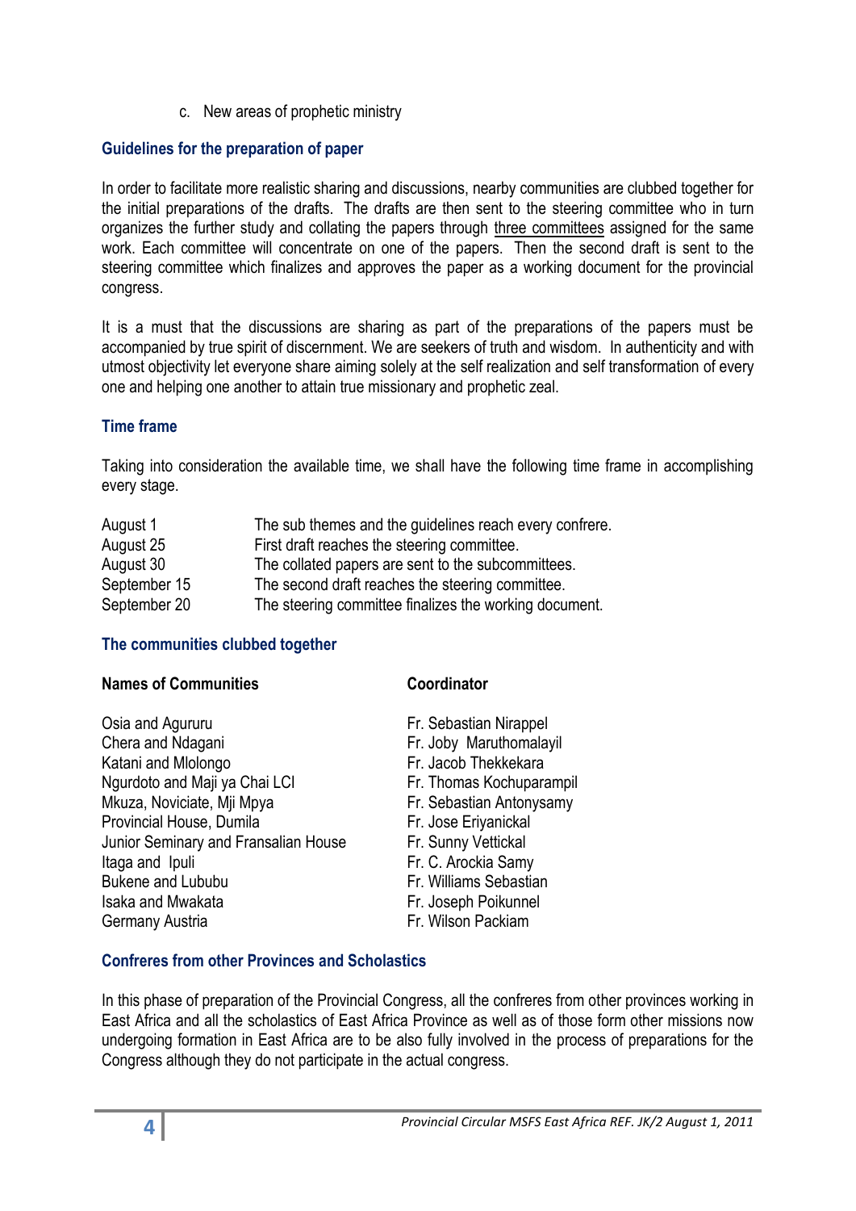c. New areas of prophetic ministry

### Guidelines for the preparation of paper

In order to facilitate more realistic sharing and discussions, nearby communities are clubbed together for the initial preparations of the drafts. The drafts are then sent to the steering committee who in turn organizes the further study and collating the papers through three committees assigned for the same work. Each committee will concentrate on one of the papers. Then the second draft is sent to the steering committee which finalizes and approves the paper as a working document for the provincial congress.

It is a must that the discussions are sharing as part of the preparations of the papers must be accompanied by true spirit of discernment. We are seekers of truth and wisdom. In authenticity and with utmost objectivity let everyone share aiming solely at the self realization and self transformation of every one and helping one another to attain true missionary and prophetic zeal.

### Time frame

Taking into consideration the available time, we shall have the following time frame in accomplishing every stage.

| | |
|---|---|
| August 1 | The sub themes and the guidelines reach every confrere. |
| August 25 | First draft reaches the steering committee. |
| August 30 | The collated papers are sent to the subcommittees. |
| September 15 | The second draft reaches the steering committee. |
| September 20 | The steering committee finalizes the working document. |

### The communities clubbed together

| **Names of Communities** | **Coordinator** |
|---|---|
| Osia and Agururu | Fr. Sebastian Nirappel |
| Chera and Ndagani | Fr. Joby Maruthomalayil |
| Katani and Mlolongo | Fr. Jacob Thekkekara |
| Ngurdoto and Maji ya Chai LCI | Fr. Thomas Kochuparampil |
| Mkuza, Noviciate, Mji Mpya | Fr. Sebastian Antonysamy |
| Provincial House, Dumila | Fr. Jose Eriyanickal |
| Junior Seminary and Fransalian House | Fr. Sunny Vettickal |
| Itaga and Ipuli | Fr. C. Arockia Samy |
| Bukene and Lububu | Fr. Williams Sebastian |
| Isaka and Mwakata | Fr. Joseph Poikunnel |
| Germany Austria | Fr. Wilson Packiam |

### Confreres from other Provinces and Scholastics

In this phase of preparation of the Provincial Congress, all the confreres from other provinces working in East Africa and all the scholastics of East Africa Province as well as of those form other missions now undergoing formation in East Africa are to be also fully involved in the process of preparations for the Congress although they do not participate in the actual congress.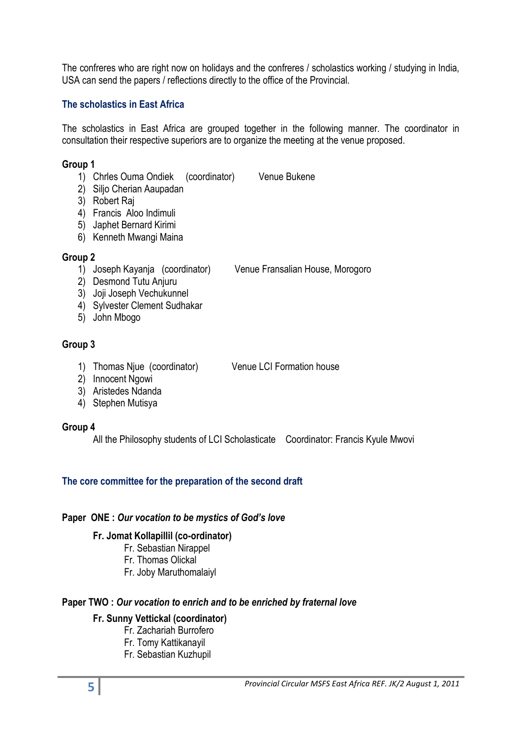The confreres who are right now on holidays and the confreres / scholastics working / studying in India, USA can send the papers / reflections directly to the office of the Provincial.

### The scholastics in East Africa

The scholastics in East Africa are grouped together in the following manner. The coordinator in consultation their respective superiors are to organize the meeting at the venue proposed.

**Group 1**

1) Chrles Ouma Ondiek (coordinator) Venue Bukene
2) Siljo Cherian Aaupadan
3) Robert Raj
4) Francis Aloo Indimuli
5) Japhet Bernard Kirimi
6) Kenneth Mwangi Maina

**Group 2**

1) Joseph Kayanja (coordinator) Venue Fransalian House, Morogoro
2) Desmond Tutu Anjuru
3) Joji Joseph Vechukunnel
4) Sylvester Clement Sudhakar
5) John Mbogo

**Group 3**

1) Thomas Njue (coordinator) Venue LCI Formation house
2) Innocent Ngowi
3) Aristedes Ndanda
4) Stephen Mutisya

**Group 4**

All the Philosophy students of LCI Scholasticate Coordinator: Francis Kyule Mwovi

### The core committee for the preparation of the second draft

**Paper ONE :** ***Our vocation to be mystics of God's love***

**Fr. Jomat Kollapillil (co-ordinator)**

Fr. Sebastian Nirappel
Fr. Thomas Olickal
Fr. Joby Maruthomalaiyl

**Paper TWO :** ***Our vocation to enrich and to be enriched by fraternal love***

**Fr. Sunny Vettickal (coordinator)**

Fr. Zachariah Burrofero
Fr. Tomy Kattikanayil
Fr. Sebastian Kuzhupil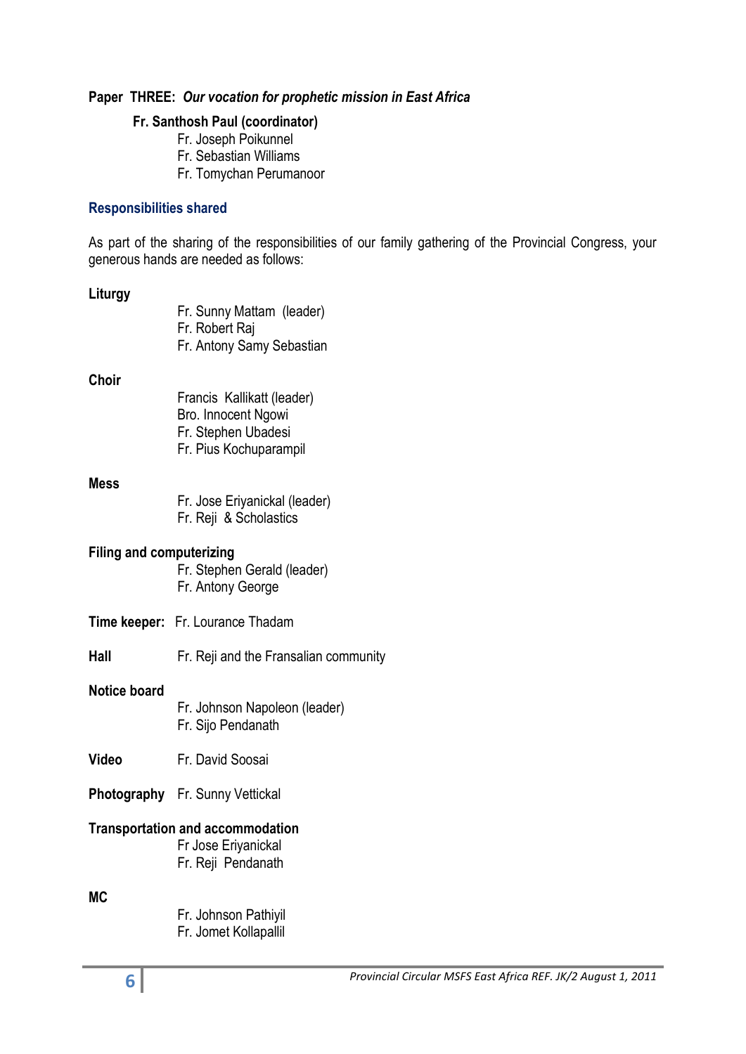**Paper THREE:** ***Our vocation for prophetic mission in East Africa***

**Fr. Santhosh Paul (coordinator)**

Fr. Joseph Poikunnel
Fr. Sebastian Williams
Fr. Tomychan Perumanoor

### Responsibilities shared

As part of the sharing of the responsibilities of our family gathering of the Provincial Congress, your generous hands are needed as follows:

**Liturgy**

Fr. Sunny Mattam (leader)
Fr. Robert Raj
Fr. Antony Samy Sebastian

**Choir**

Francis Kallikatt (leader)
Bro. Innocent Ngowi
Fr. Stephen Ubadesi
Fr. Pius Kochuparampil

**Mess**

Fr. Jose Eriyanickal (leader)
Fr. Reji & Scholastics

**Filing and computerizing**

Fr. Stephen Gerald (leader)
Fr. Antony George

**Time keeper:** Fr. Lourance Thadam

**Hall** Fr. Reji and the Fransalian community

**Notice board**

Fr. Johnson Napoleon (leader)
Fr. Sijo Pendanath

**Video** Fr. David Soosai

**Photography** Fr. Sunny Vettickal

**Transportation and accommodation**

Fr Jose Eriyanickal
Fr. Reji Pendanath

**MC**

Fr. Johnson Pathiyil
Fr. Jomet Kollapallil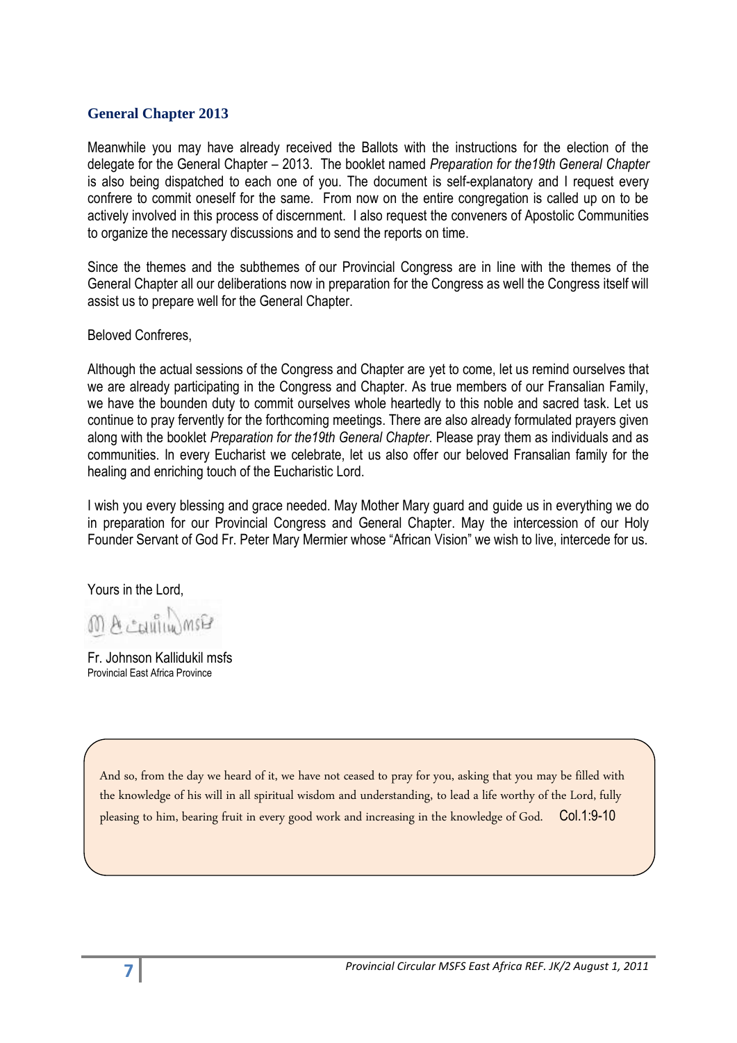## General Chapter 2013

Meanwhile you may have already received the Ballots with the instructions for the election of the delegate for the General Chapter – 2013. The booklet named *Preparation for the19th General Chapter* is also being dispatched to each one of you. The document is self-explanatory and I request every confrere to commit oneself for the same. From now on the entire congregation is called up on to be actively involved in this process of discernment. I also request the conveners of Apostolic Communities to organize the necessary discussions and to send the reports on time.

Since the themes and the subthemes of our Provincial Congress are in line with the themes of the General Chapter all our deliberations now in preparation for the Congress as well the Congress itself will assist us to prepare well for the General Chapter.

Beloved Confreres,

Although the actual sessions of the Congress and Chapter are yet to come, let us remind ourselves that we are already participating in the Congress and Chapter. As true members of our Fransalian Family, we have the bounden duty to commit ourselves whole heartedly to this noble and sacred task. Let us continue to pray fervently for the forthcoming meetings. There are also already formulated prayers given along with the booklet *Preparation for the19th General Chapter*. Please pray them as individuals and as communities. In every Eucharist we celebrate, let us also offer our beloved Fransalian family for the healing and enriching touch of the Eucharistic Lord.

I wish you every blessing and grace needed. May Mother Mary guard and guide us in everything we do in preparation for our Provincial Congress and General Chapter. May the intercession of our Holy Founder Servant of God Fr. Peter Mary Mermier whose "African Vision" we wish to live, intercede for us.

Yours in the Lord,

Fr. Johnson Kallidukil msfs
Provincial East Africa Province

> And so, from the day we heard of it, we have not ceased to pray for you, asking that you may be filled with the knowledge of his will in all spiritual wisdom and understanding, to lead a life worthy of the Lord, fully pleasing to him, bearing fruit in every good work and increasing in the knowledge of God. Col.1:9-10